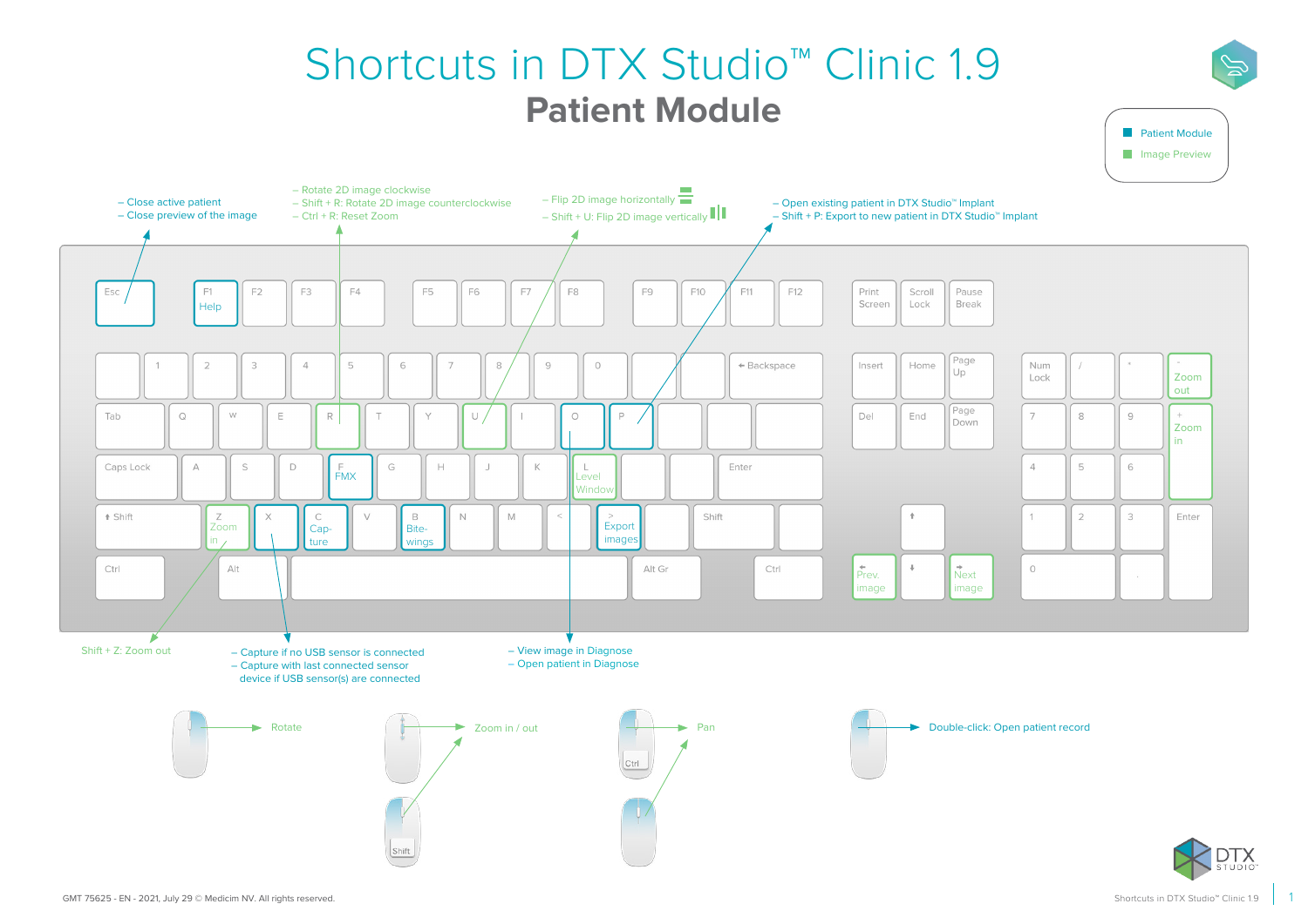# Shortcuts in DTX Studio™ Clinic 1.9

## Patient Module

- Patient Module
- Image Preview

**Esc**
- Close active patient
- Close preview of the image

**F1** – Help

**R**
- Rotate 2D image clockwise
- Shift + R: Rotate 2D image counterclockwise
- Ctrl + R: Reset Zoom

**U**
- Flip 2D image horizontally
- Shift + U: Flip 2D image vertically

**P**
- Open existing patient in DTX Studio™ Implant
- Shift + P: Export to new patient in DTX Studio™ Implant

**O**
- View image in Diagnose
- Open patient in Diagnose

**F** – FMX

**L** – Level Window

**Z** – Zoom in
- Shift + Z: Zoom out

**X**
- Capture if no USB sensor is connected
- Capture with last connected sensor device if USB sensor(s) are connected

**C** – Capture

**B** – Bitewings

**>** – Export images

**← (Left arrow)** – Prev. image

**→ (Right arrow)** – Next image

**Numpad -** – Zoom out

**Numpad +** – Zoom in

### Mouse

- Rotate
- Zoom in / out (scroll wheel, or Shift + drag)
- Pan (Ctrl + drag)
- Double-click: Open patient record

GMT 75625 - EN - 2021, July 29 © Medicim NV. All rights reserved.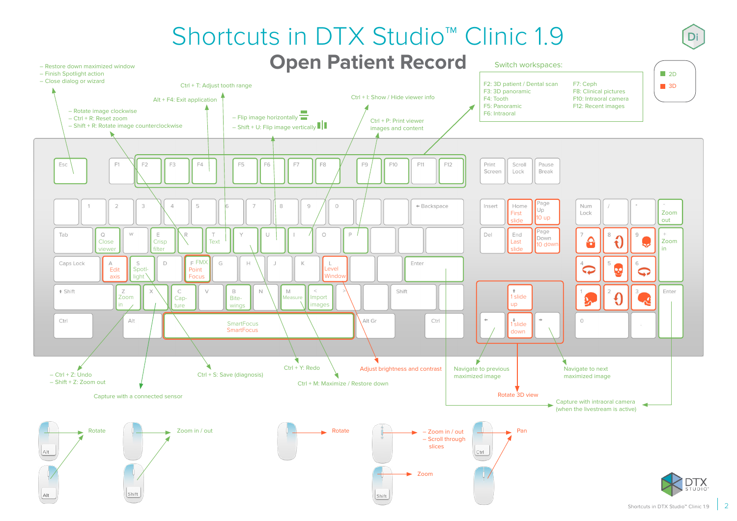# Shortcuts in DTX Studio™ Clinic 1.9

## Open Patient Record

- Restore down maximized window
- Finish Spotlight action
- Close dialog or wizard

Ctrl + T: Adjust tooth range

Alt + F4: Exit application

- Rotate image clockwise
- Ctrl + R: Reset zoom
- Shift + R: Rotate image counterclockwise

- Flip image horizontally
- Shift + U: Flip image vertically

Ctrl + I: Show / Hide viewer info

Ctrl + P: Print viewer images and content

Switch workspaces:

| | |
|---|---|
| F2: 3D patient / Dental scan | F7: Ceph |
| F3: 3D panoramic | F8: Clinical pictures |
| F4: Tooth | F10: Intraoral camera |
| F5: Panoramic | F12: Recent images |
| F6: Intraoral | |

2D

3D

Esc  F1  F2  F3  F4  F5  F6  F7  F8  F9  F10  F11  F12  Print Screen  Scroll Lock  Pause Break

1  2  3  4  5  6  7  8  9  0  ← Backspace  Insert  Home First slide  Page Up 10 up  Num Lock  /  *  - Zoom out

Tab  Q Close viewer  W  E Crisp filter  R  T Text  Y  U  I  O  P  Del  End Last slide  Page Down 10 down  7  8  9  + Zoom in

Caps Lock  A Edit axis  S Spotlight  D  F FMX Point Focus  G  H  J  K  L Level Window  Enter  4  5  6

↑ Shift  Z Zoom in  X  C Capture  V  B Bite-wings  N  M Measure  < Import images  >  Shift  ↑ 1 slide up  1  2  3  Enter

Ctrl  Alt  SmartFocus SmartFocus  Alt Gr  Ctrl  ←  ↓ 1 slide down  →  0  .

- Ctrl + Z: Undo
- Shift + Z: Zoom out

Capture with a connected sensor

Ctrl + S: Save (diagnosis)

Ctrl + Y: Redo

Ctrl + M: Maximize / Restore down

Adjust brightness and contrast

Navigate to previous maximized image

Rotate 3D view

Navigate to next maximized image

Capture with intraoral camera (when the livestream is active)

Alt — Rotate

Shift — Zoom in / out

Rotate

- Zoom in / out
- Scroll through slices

Shift — Zoom

Ctrl — Pan

DTX STUDIO™